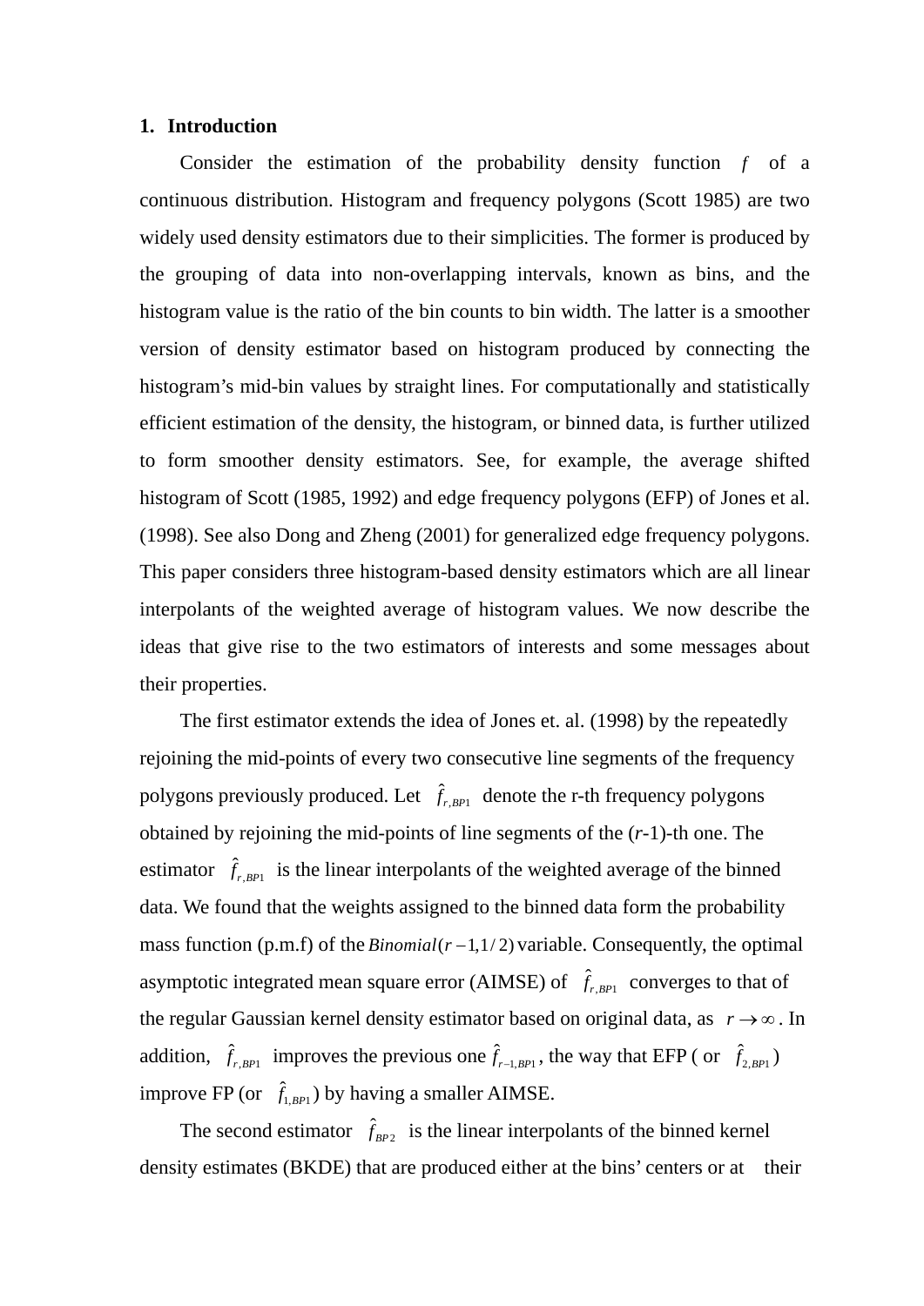## 1. Introduction

Consider the estimation of the probability density function $f$ of a continuous distribution. Histogram and frequency polygons (Scott 1985) are two widely used density estimators due to their simplicities. The former is produced by the grouping of data into non-overlapping intervals, known as bins, and the histogram value is the ratio of the bin counts to bin width. The latter is a smoother version of density estimator based on histogram produced by connecting the histogram's mid-bin values by straight lines. For computationally and statistically efficient estimation of the density, the histogram, or binned data, is further utilized to form smoother density estimators. See, for example, the average shifted histogram of Scott (1985, 1992) and edge frequency polygons (EFP) of Jones et al. (1998). See also Dong and Zheng (2001) for generalized edge frequency polygons. This paper considers three histogram-based density estimators which are all linear interpolants of the weighted average of histogram values. We now describe the ideas that give rise to the two estimators of interests and some messages about their properties.

The first estimator extends the idea of Jones et. al. (1998) by the repeatedly rejoining the mid-points of every two consecutive line segments of the frequency polygons previously produced. Let $\hat{f}_{r,BP1}$ denote the r-th frequency polygons obtained by rejoining the mid-points of line segments of the ($r$-1)-th one. The estimator $\hat{f}_{r,BP1}$ is the linear interpolants of the weighted average of the binned data. We found that the weights assigned to the binned data form the probability mass function (p.m.f) of the $Binomial(r-1,1/2)$ variable. Consequently, the optimal asymptotic integrated mean square error (AIMSE) of $\hat{f}_{r,BP1}$ converges to that of the regular Gaussian kernel density estimator based on original data, as $r \to \infty$. In addition, $\hat{f}_{r,BP1}$ improves the previous one $\hat{f}_{r-1,BP1}$, the way that EFP ( or $\hat{f}_{2,BP1}$) improve FP (or $\hat{f}_{1,BP1}$) by having a smaller AIMSE.

The second estimator $\hat{f}_{BP2}$ is the linear interpolants of the binned kernel density estimates (BKDE) that are produced either at the bins' centers or at their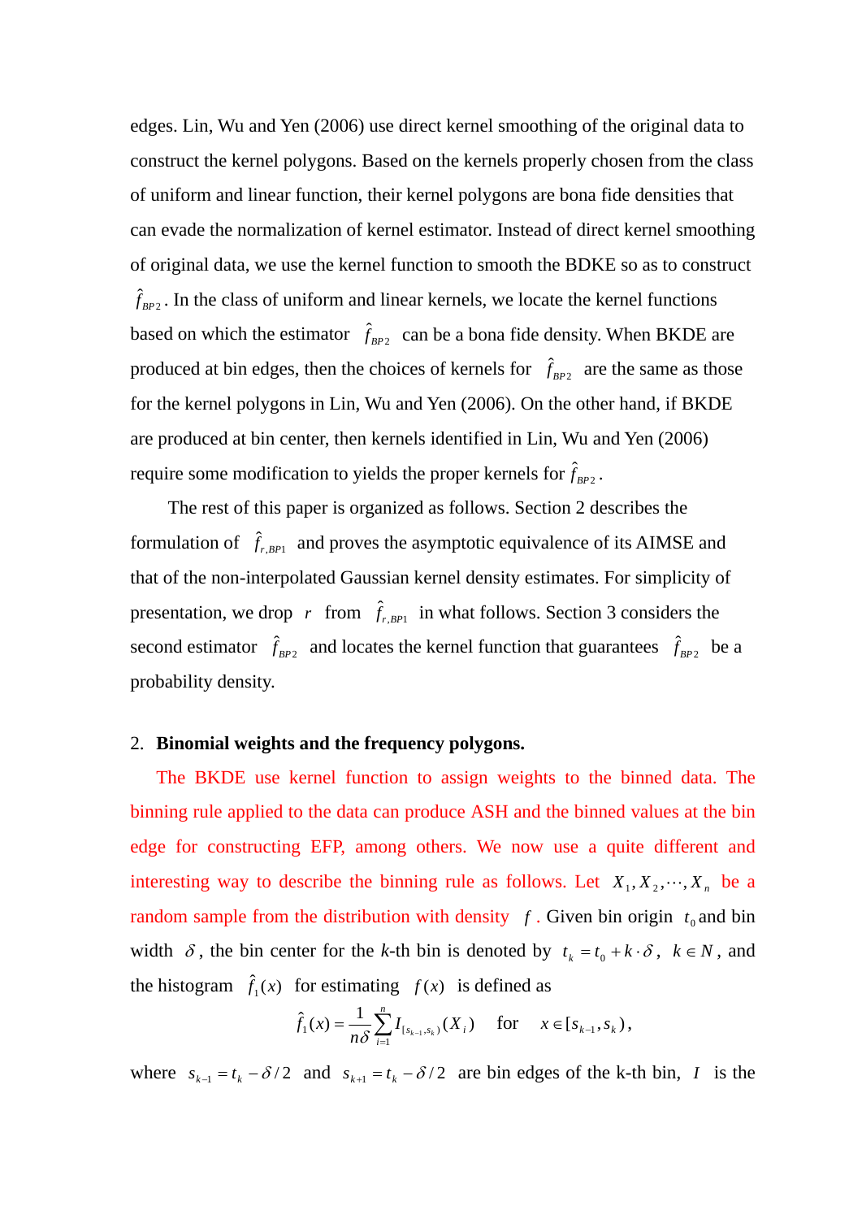edges. Lin, Wu and Yen (2006) use direct kernel smoothing of the original data to construct the kernel polygons. Based on the kernels properly chosen from the class of uniform and linear function, their kernel polygons are bona fide densities that can evade the normalization of kernel estimator. Instead of direct kernel smoothing of original data, we use the kernel function to smooth the BDKE so as to construct $\hat{f}_{BP2}$. In the class of uniform and linear kernels, we locate the kernel functions based on which the estimator $\hat{f}_{BP2}$ can be a bona fide density. When BKDE are produced at bin edges, then the choices of kernels for $\hat{f}_{BP2}$ are the same as those for the kernel polygons in Lin, Wu and Yen (2006). On the other hand, if BKDE are produced at bin center, then kernels identified in Lin, Wu and Yen (2006) require some modification to yields the proper kernels for $\hat{f}_{BP2}$.

The rest of this paper is organized as follows. Section 2 describes the formulation of $\hat{f}_{r,BP1}$ and proves the asymptotic equivalence of its AIMSE and that of the non-interpolated Gaussian kernel density estimates. For simplicity of presentation, we drop $r$ from $\hat{f}_{r,BP1}$ in what follows. Section 3 considers the second estimator $\hat{f}_{BP2}$ and locates the kernel function that guarantees $\hat{f}_{BP2}$ be a probability density.

## 2. Binomial weights and the frequency polygons.

The BKDE use kernel function to assign weights to the binned data. The binning rule applied to the data can produce ASH and the binned values at the bin edge for constructing EFP, among others. We now use a quite different and interesting way to describe the binning rule as follows. Let $X_1, X_2, \cdots, X_n$ be a random sample from the distribution with density $f$. Given bin origin $t_0$ and bin width $\delta$, the bin center for the $k$-th bin is denoted by $t_k = t_0 + k \cdot \delta$, $k \in N$, and the histogram $\hat{f}_1(x)$ for estimating $f(x)$ is defined as

$$\hat{f}_1(x) = \frac{1}{n\delta} \sum_{i=1}^{n} I_{[s_{k-1}, s_k)}(X_i) \quad \text{for} \quad x \in [s_{k-1}, s_k),$$

where $s_{k-1} = t_k - \delta/2$ and $s_{k+1} = t_k - \delta/2$ are bin edges of the k-th bin, $I$ is the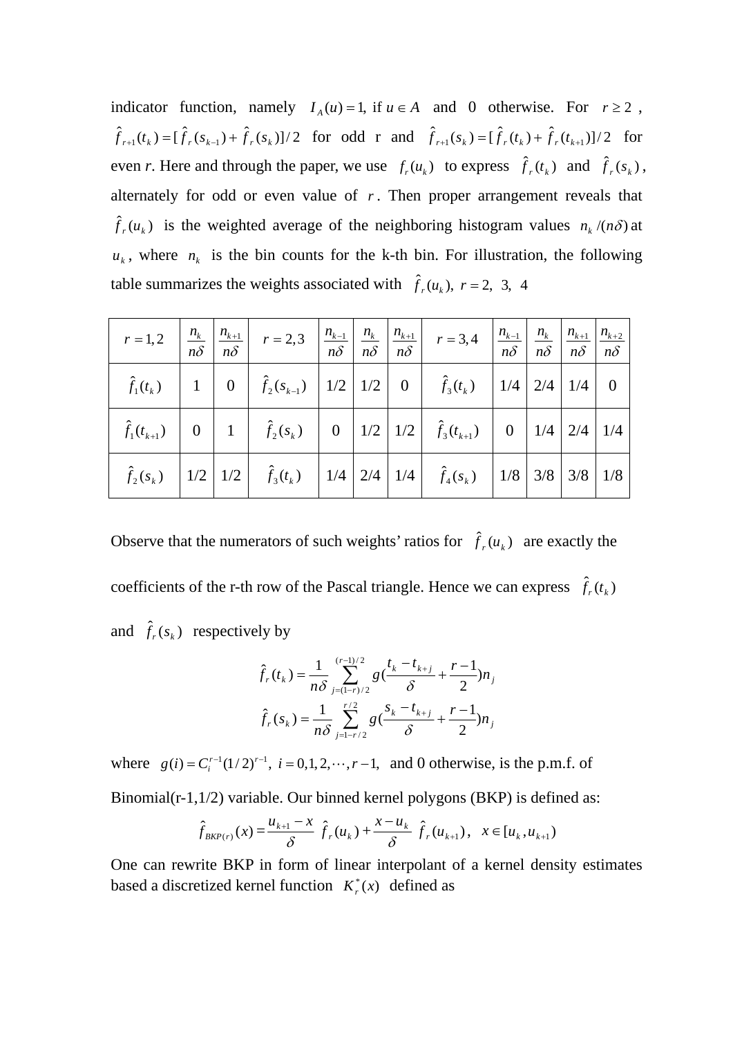indicator function, namely $I_A(u)=1$, if $u \in A$ and 0 otherwise. For $r \geq 2$, $\hat{f}_{r+1}(t_k)=[\hat{f}_r(s_{k-1})+\hat{f}_r(s_k)]/2$ for odd r and $\hat{f}_{r+1}(s_k)=[\hat{f}_r(t_k)+\hat{f}_r(t_{k+1})]/2$ for even *r*. Here and through the paper, we use $f_r(u_k)$ to express $\hat{f}_r(t_k)$ and $\hat{f}_r(s_k)$, alternately for odd or even value of $r$. Then proper arrangement reveals that $\hat{f}_r(u_k)$ is the weighted average of the neighboring histogram values $n_k/(n\delta)$ at $u_k$, where $n_k$ is the bin counts for the k-th bin. For illustration, the following table summarizes the weights associated with $\hat{f}_r(u_k),\ r=2,\ 3,\ 4$

| $r=1,2$ | $\frac{n_k}{n\delta}$ | $\frac{n_{k+1}}{n\delta}$ | $r=2,3$ | $\frac{n_{k-1}}{n\delta}$ | $\frac{n_k}{n\delta}$ | $\frac{n_{k+1}}{n\delta}$ | $r=3,4$ | $\frac{n_{k-1}}{n\delta}$ | $\frac{n_k}{n\delta}$ | $\frac{n_{k+1}}{n\delta}$ | $\frac{n_{k+2}}{n\delta}$ |
|---|---|---|---|---|---|---|---|---|---|---|---|
| $\hat{f}_1(t_k)$ | 1 | 0 | $\hat{f}_2(s_{k-1})$ | 1/2 | 1/2 | 0 | $\hat{f}_3(t_k)$ | 1/4 | 2/4 | 1/4 | 0 |
| $\hat{f}_1(t_{k+1})$ | 0 | 1 | $\hat{f}_2(s_k)$ | 0 | 1/2 | 1/2 | $\hat{f}_3(t_{k+1})$ | 0 | 1/4 | 2/4 | 1/4 |
| $\hat{f}_2(s_k)$ | 1/2 | 1/2 | $\hat{f}_3(t_k)$ | 1/4 | 2/4 | 1/4 | $\hat{f}_4(s_k)$ | 1/8 | 3/8 | 3/8 | 1/8 |

Observe that the numerators of such weights' ratios for $\hat{f}_r(u_k)$ are exactly the coefficients of the r-th row of the Pascal triangle. Hence we can express $\hat{f}_r(t_k)$ and $\hat{f}_r(s_k)$ respectively by

$$\hat{f}_r(t_k)=\frac{1}{n\delta}\sum_{j=(1-r)/2}^{(r-1)/2} g\left(\frac{t_k-t_{k+j}}{\delta}+\frac{r-1}{2}\right)n_j$$

$$\hat{f}_r(s_k)=\frac{1}{n\delta}\sum_{j=1-r/2}^{r/2} g\left(\frac{s_k-t_{k+j}}{\delta}+\frac{r-1}{2}\right)n_j$$

where $g(i)=C_i^{r-1}(1/2)^{r-1},\ i=0,1,2,\cdots,r-1,$ and 0 otherwise, is the p.m.f. of Binomial(r-1,1/2) variable. Our binned kernel polygons (BKP) is defined as:

$$\hat{f}_{BKP(r)}(x)=\frac{u_{k+1}-x}{\delta}\ \hat{f}_r(u_k)+\frac{x-u_k}{\delta}\ \hat{f}_r(u_{k+1}),\quad x\in[u_k,u_{k+1})$$

One can rewrite BKP in form of linear interpolant of a kernel density estimates based a discretized kernel function $K_r^*(x)$ defined as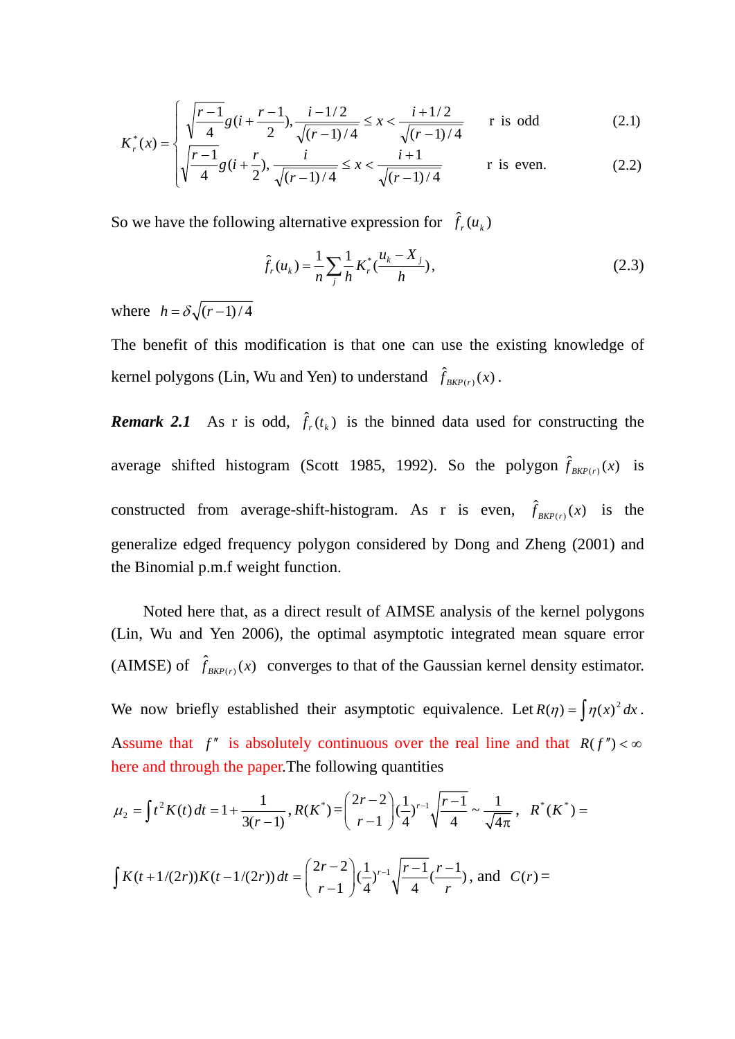$$K_r^*(x) = \begin{cases} \sqrt{\frac{r-1}{4}} g(i + \frac{r-1}{2}), \frac{i - 1/2}{\sqrt{(r-1)/4}} \le x < \frac{i + 1/2}{\sqrt{(r-1)/4}} & \text{r is odd} \quad (2.1) \\ \sqrt{\frac{r-1}{4}} g(i + \frac{r}{2}), \frac{i}{\sqrt{(r-1)/4}} \le x < \frac{i+1}{\sqrt{(r-1)/4}} & \text{r is even.} \quad (2.2) \end{cases}$$

So we have the following alternative expression for $\hat{f}_r(u_k)$

$$\hat{f}_r(u_k) = \frac{1}{n} \sum_j \frac{1}{h} K_r^*(\frac{u_k - X_j}{h}), \tag{2.3}$$

where $h = \delta\sqrt{(r-1)/4}$

The benefit of this modification is that one can use the existing knowledge of kernel polygons (Lin, Wu and Yen) to understand $\hat{f}_{BKP(r)}(x)$.

***Remark 2.1*** As r is odd, $\hat{f}_r(t_k)$ is the binned data used for constructing the average shifted histogram (Scott 1985, 1992). So the polygon $\hat{f}_{BKP(r)}(x)$ is constructed from average-shift-histogram. As r is even, $\hat{f}_{BKP(r)}(x)$ is the generalize edged frequency polygon considered by Dong and Zheng (2001) and the Binomial p.m.f weight function.

Noted here that, as a direct result of AIMSE analysis of the kernel polygons (Lin, Wu and Yen 2006), the optimal asymptotic integrated mean square error (AIMSE) of $\hat{f}_{BKP(r)}(x)$ converges to that of the Gaussian kernel density estimator.

We now briefly established their asymptotic equivalence. Let $R(\eta) = \int \eta(x)^2 dx$. Assume that $f''$ is absolutely continuous over the real line and that $R(f'') < \infty$ here and through the paper.The following quantities

$\mu_2 = \int t^2 K(t)\,dt = 1 + \frac{1}{3(r-1)}$, $R(K^*) = \binom{2r-2}{r-1}(\frac{1}{4})^{r-1}\sqrt{\frac{r-1}{4}} \sim \frac{1}{\sqrt{4\pi}}$, $R^*(K^*) =$

$\int K(t + 1/(2r))K(t - 1/(2r))\,dt = \binom{2r-2}{r-1}(\frac{1}{4})^{r-1}\sqrt{\frac{r-1}{4}}(\frac{r-1}{r})$, and $C(r) =$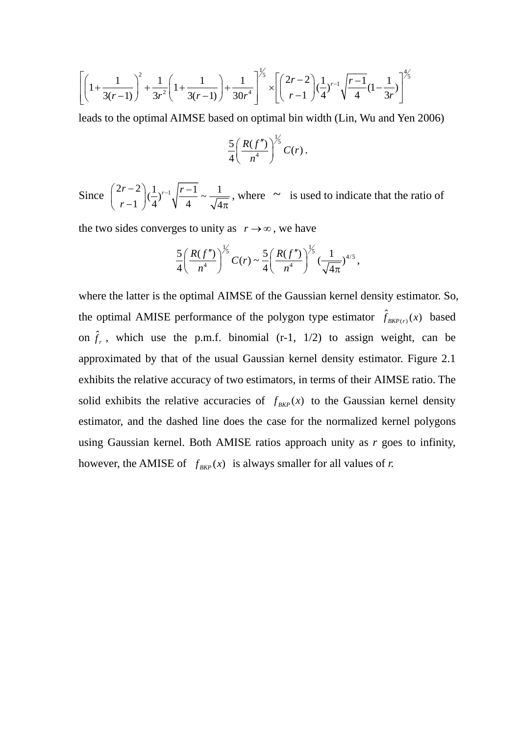$$\left[\left(1+\frac{1}{3(r-1)}\right)^2+\frac{1}{3r^2}\left(1+\frac{1}{3(r-1)}\right)+\frac{1}{30r^4}\right]^{1/5}\times\left[\binom{2r-2}{r-1}\left(\frac{1}{4}\right)^{r-1}\sqrt{\frac{r-1}{4}}\left(1-\frac{1}{3r}\right)\right]^{4/5}$$

leads to the optimal AIMSE based on optimal bin width (Lin, Wu and Yen 2006)

$$\frac{5}{4}\left(\frac{R(f'')}{n^4}\right)^{1/5}C(r).$$

Since $\binom{2r-2}{r-1}\left(\frac{1}{4}\right)^{r-1}\sqrt{\frac{r-1}{4}}\sim\frac{1}{\sqrt{4\pi}}$, where $\sim$ is used to indicate that the ratio of the two sides converges to unity as $r\to\infty$, we have

$$\frac{5}{4}\left(\frac{R(f'')}{n^4}\right)^{1/5}C(r)\sim\frac{5}{4}\left(\frac{R(f'')}{n^4}\right)^{1/5}\left(\frac{1}{\sqrt{4\pi}}\right)^{4/5},$$

where the latter is the optimal AIMSE of the Gaussian kernel density estimator. So, the optimal AMISE performance of the polygon type estimator $\hat{f}_{BKP(r)}(x)$ based on $\hat{f}_r$, which use the p.m.f. binomial (r-1, 1/2) to assign weight, can be approximated by that of the usual Gaussian kernel density estimator. Figure 2.1 exhibits the relative accuracy of two estimators, in terms of their AIMSE ratio. The solid exhibits the relative accuracies of $f_{BKP}(x)$ to the Gaussian kernel density estimator, and the dashed line does the case for the normalized kernel polygons using Gaussian kernel. Both AMISE ratios approach unity as *r* goes to infinity, however, the AMISE of $f_{BKP}(x)$ is always smaller for all values of *r.*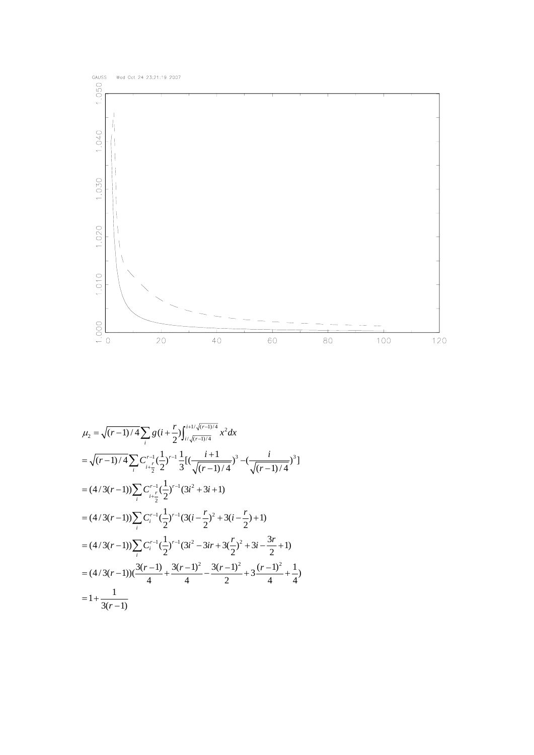GAUSS Wed Oct 24 23:21:19 2007

1.050
1.040
1.030
1.020
1.010
1.000

0 20 40 60 80 100 120

$$\mu_2 = \sqrt{(r-1)/4}\sum_i g(i+\frac{r}{2})\int_{i/\sqrt{(r-1)/4}}^{i+1/\sqrt{(r-1)/4}} x^2 dx$$

$$= \sqrt{(r-1)/4}\sum_i C_{i+\frac{r}{2}}^{r-1}(\frac{1}{2})^{r-1}\frac{1}{3}[(\frac{i+1}{\sqrt{(r-1)/4}})^3 - (\frac{i}{\sqrt{(r-1)/4}})^3]$$

$$= (4/3(r-1))\sum_i C_{i+\frac{r}{2}}^{r-1}(\frac{1}{2})^{r-1}(3i^2+3i+1)$$

$$= (4/3(r-1))\sum_i C_i^{r-1}(\frac{1}{2})^{r-1}(3(i-\frac{r}{2})^2+3(i-\frac{r}{2})+1)$$

$$= (4/3(r-1))\sum_i C_i^{r-1}(\frac{1}{2})^{r-1}(3i^2-3ir+3(\frac{r}{2})^2+3i-\frac{3r}{2}+1)$$

$$= (4/3(r-1))(\frac{3(r-1)}{4}+\frac{3(r-1)^2}{4}-\frac{3(r-1)^2}{2}+3\frac{(r-1)^2}{4}+\frac{1}{4})$$

$$= 1+\frac{1}{3(r-1)}$$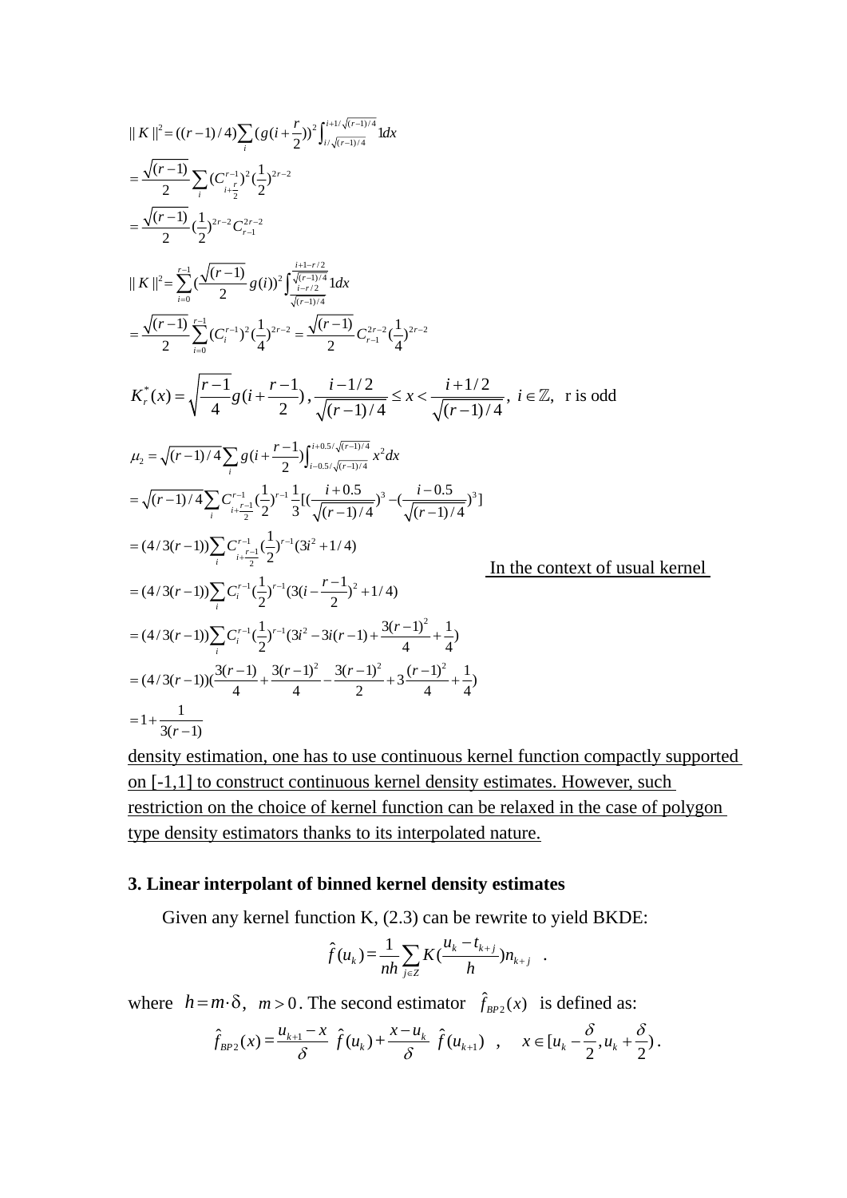$$|| K ||^2 = ((r-1)/4)\sum_i (g(i+\frac{r}{2}))^2 \int_{i/\sqrt{(r-1)/4}}^{i+1/\sqrt{(r-1)/4}} 1dx$$

$$= \frac{\sqrt{(r-1)}}{2}\sum_i (C_{i+\frac{r}{2}}^{r-1})^2 (\frac{1}{2})^{2r-2}$$

$$= \frac{\sqrt{(r-1)}}{2}(\frac{1}{2})^{2r-2} C_{r-1}^{2r-2}$$

$$|| K ||^2 = \sum_{i=0}^{r-1} (\frac{\sqrt{(r-1)}}{2} g(i))^2 \int_{\frac{i-r/2}{\sqrt{(r-1)/4}}}^{\frac{i+1-r/2}{\sqrt{(r-1)/4}}} 1dx$$

$$= \frac{\sqrt{(r-1)}}{2}\sum_{i=0}^{r-1} (C_i^{r-1})^2 (\frac{1}{4})^{2r-2} = \frac{\sqrt{(r-1)}}{2} C_{r-1}^{2r-2} (\frac{1}{4})^{2r-2}$$

$$K_r^*(x) = \sqrt{\frac{r-1}{4}} g(i+\frac{r-1}{2}), \frac{i-1/2}{\sqrt{(r-1)/4}} \le x < \frac{i+1/2}{\sqrt{(r-1)/4}}, \ i \in \mathbb{Z}, \ \text{r is odd}$$

$$\mu_2 = \sqrt{(r-1)/4}\sum_i g(i+\frac{r-1}{2})\int_{i-0.5/\sqrt{(r-1)/4}}^{i+0.5/\sqrt{(r-1)/4}} x^2 dx$$

$$= \sqrt{(r-1)/4}\sum_i C_{i+\frac{r-1}{2}}^{r-1} (\frac{1}{2})^{r-1} \frac{1}{3}[(\frac{i+0.5}{\sqrt{(r-1)/4}})^3 - (\frac{i-0.5}{\sqrt{(r-1)/4}})^3]$$

$$= (4/3(r-1))\sum_i C_{i+\frac{r-1}{2}}^{r-1} (\frac{1}{2})^{r-1}(3i^2 + 1/4)$$

$$= (4/3(r-1))\sum_i C_i^{r-1} (\frac{1}{2})^{r-1}(3(i-\frac{r-1}{2})^2 + 1/4)$$

$$= (4/3(r-1))\sum_i C_i^{r-1} (\frac{1}{2})^{r-1}(3i^2 - 3i(r-1) + \frac{3(r-1)^2}{4} + \frac{1}{4})$$

$$= (4/3(r-1))(\frac{3(r-1)}{4} + \frac{3(r-1)^2}{4} - \frac{3(r-1)^2}{2} + 3\frac{(r-1)^2}{4} + \frac{1}{4})$$

$$= 1 + \frac{1}{3(r-1)}$$

<u>In the context of usual kernel density estimation, one has to use continuous kernel function compactly supported on [-1,1] to construct continuous kernel density estimates. However, such restriction on the choice of kernel function can be relaxed in the case of polygon type density estimators thanks to its interpolated nature.</u>

## 3. Linear interpolant of binned kernel density estimates

Given any kernel function K, (2.3) can be rewrite to yield BKDE:

$$\hat{f}(u_k) = \frac{1}{nh}\sum_{j \in Z} K(\frac{u_k - t_{k+j}}{h}) n_{k+j} \quad .$$

where $h = m \cdot \delta, \ m > 0$. The second estimator $\hat{f}_{BP2}(x)$ is defined as:

$$\hat{f}_{BP2}(x) = \frac{u_{k+1} - x}{\delta} \hat{f}(u_k) + \frac{x - u_k}{\delta} \hat{f}(u_{k+1}) \quad , \quad x \in [u_k - \frac{\delta}{2}, u_k + \frac{\delta}{2}) \, .$$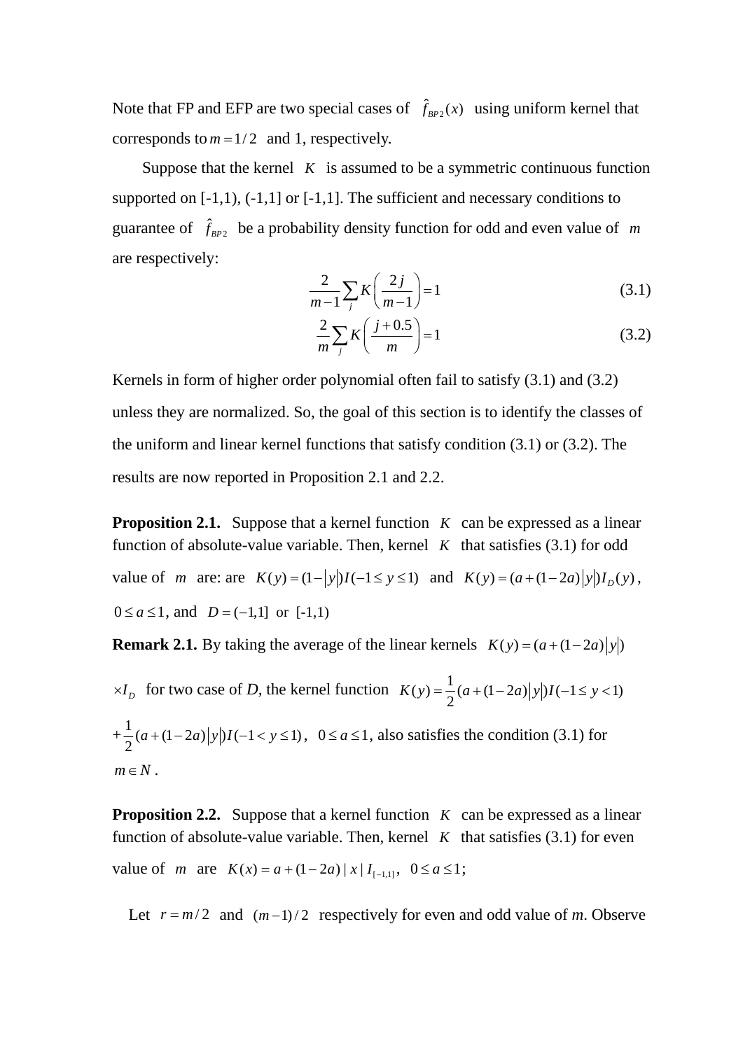Note that FP and EFP are two special cases of $\hat{f}_{BP2}(x)$ using uniform kernel that corresponds to $m = 1/2$ and 1, respectively.

Suppose that the kernel $K$ is assumed to be a symmetric continuous function supported on [-1,1), (-1,1] or [-1,1]. The sufficient and necessary conditions to guarantee of $\hat{f}_{BP2}$ be a probability density function for odd and even value of $m$ are respectively:

$$\frac{2}{m-1}\sum_j K\left(\frac{2j}{m-1}\right) = 1 \tag{3.1}$$

$$\frac{2}{m}\sum_j K\left(\frac{j+0.5}{m}\right) = 1 \tag{3.2}$$

Kernels in form of higher order polynomial often fail to satisfy (3.1) and (3.2) unless they are normalized. So, the goal of this section is to identify the classes of the uniform and linear kernel functions that satisfy condition (3.1) or (3.2). The results are now reported in Proposition 2.1 and 2.2.

**Proposition 2.1.** Suppose that a kernel function $K$ can be expressed as a linear function of absolute-value variable. Then, kernel $K$ that satisfies (3.1) for odd value of $m$ are: are $K(y) = (1-|y|)I(-1 \le y \le 1)$ and $K(y) = (a + (1-2a)|y|)I_D(y)$, $0 \le a \le 1$, and $D = (-1,1]$ or $[-1,1)$

**Remark 2.1.** By taking the average of the linear kernels $K(y) = (a + (1-2a)|y|)$ $\times I_D$ for two case of *D*, the kernel function $K(y) = \frac{1}{2}(a + (1-2a)|y|)I(-1 \le y < 1)$ $+ \frac{1}{2}(a + (1-2a)|y|)I(-1 < y \le 1)$, $0 \le a \le 1$, also satisfies the condition (3.1) for $m \in N$.

**Proposition 2.2.** Suppose that a kernel function $K$ can be expressed as a linear function of absolute-value variable. Then, kernel $K$ that satisfies (3.1) for even value of $m$ are $K(x) = a + (1-2a)|x|I_{[-1,1]}$, $0 \le a \le 1$;

Let $r = m/2$ and $(m-1)/2$ respectively for even and odd value of *m*. Observe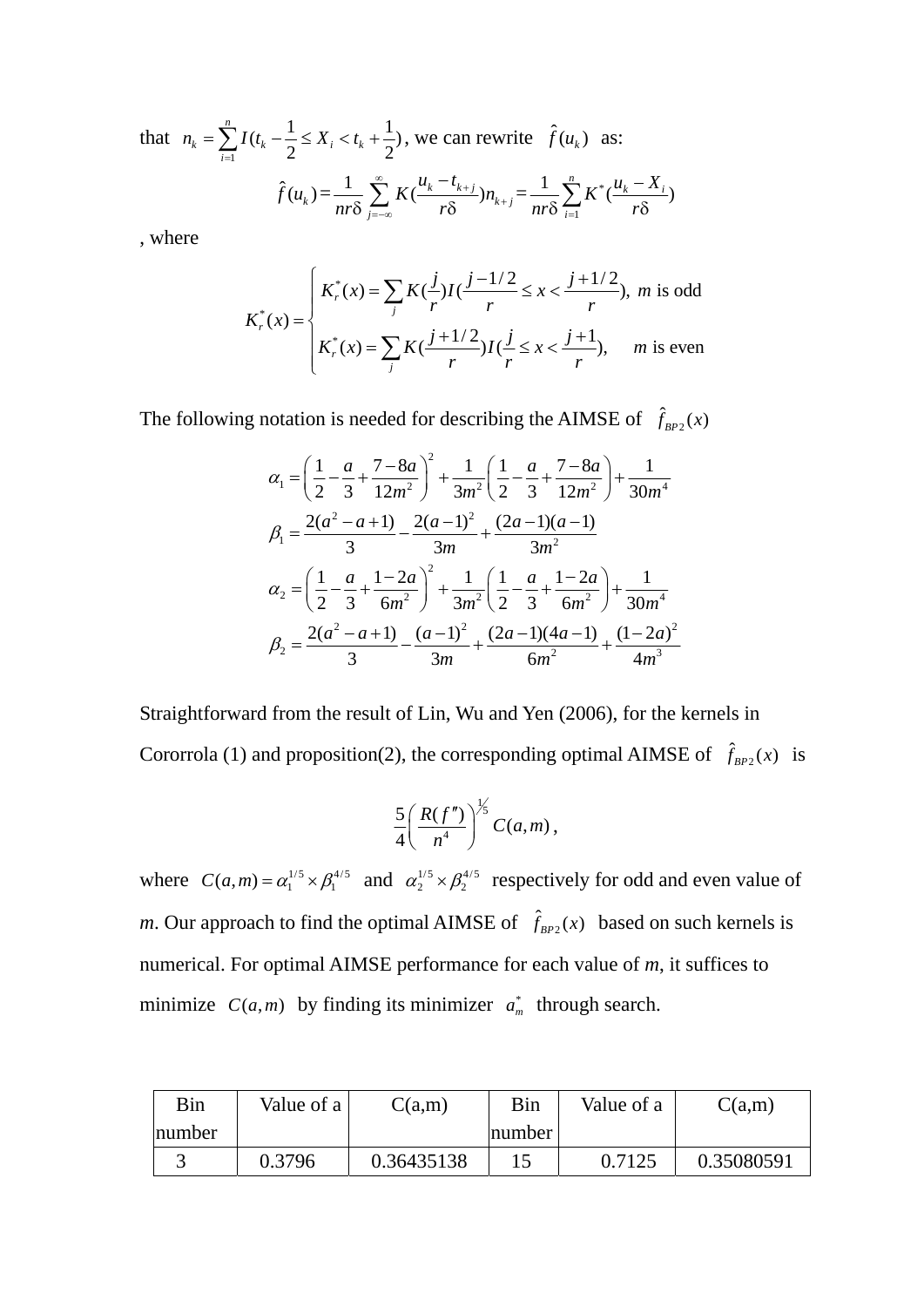that $n_k = \sum_{i=1}^{n} I(t_k - \frac{1}{2} \le X_i < t_k + \frac{1}{2})$, we can rewrite $\hat{f}(u_k)$ as:

$$\hat{f}(u_k) = \frac{1}{nr\delta} \sum_{j=-\infty}^{\infty} K(\frac{u_k - t_{k+j}}{r\delta}) n_{k+j} = \frac{1}{nr\delta} \sum_{i=1}^{n} K^*(\frac{u_k - X_i}{r\delta})$$

, where

$$K_r^*(x) = \begin{cases} K_r^*(x) = \sum_j K(\frac{j}{r}) I(\frac{j-1/2}{r} \le x < \frac{j+1/2}{r}), \ m \text{ is odd} \\ K_r^*(x) = \sum_j K(\frac{j+1/2}{r}) I(\frac{j}{r} \le x < \frac{j+1}{r}), \quad m \text{ is even} \end{cases}$$

The following notation is needed for describing the AIMSE of $\hat{f}_{BP2}(x)$

$$\alpha_1 = \left( \frac{1}{2} - \frac{a}{3} + \frac{7-8a}{12m^2} \right)^2 + \frac{1}{3m^2} \left( \frac{1}{2} - \frac{a}{3} + \frac{7-8a}{12m^2} \right) + \frac{1}{30m^4}$$

$$\beta_1 = \frac{2(a^2 - a + 1)}{3} - \frac{2(a-1)^2}{3m} + \frac{(2a-1)(a-1)}{3m^2}$$

$$\alpha_2 = \left( \frac{1}{2} - \frac{a}{3} + \frac{1-2a}{6m^2} \right)^2 + \frac{1}{3m^2} \left( \frac{1}{2} - \frac{a}{3} + \frac{1-2a}{6m^2} \right) + \frac{1}{30m^4}$$

$$\beta_2 = \frac{2(a^2 - a + 1)}{3} - \frac{(a-1)^2}{3m} + \frac{(2a-1)(4a-1)}{6m^2} + \frac{(1-2a)^2}{4m^3}$$

Straightforward from the result of Lin, Wu and Yen (2006), for the kernels in Cororrola (1) and proposition(2), the corresponding optimal AIMSE of $\hat{f}_{BP2}(x)$ is

$$\frac{5}{4} \left( \frac{R(f'')}{n^4} \right)^{1/5} C(a,m),$$

where $C(a,m) = \alpha_1^{1/5} \times \beta_1^{4/5}$ and $\alpha_2^{1/5} \times \beta_2^{4/5}$ respectively for odd and even value of *m*. Our approach to find the optimal AIMSE of $\hat{f}_{BP2}(x)$ based on such kernels is numerical. For optimal AIMSE performance for each value of *m*, it suffices to minimize $C(a,m)$ by finding its minimizer $a_m^*$ through search.

| Bin number | Value of a | C(a,m) | Bin number | Value of a | C(a,m) |
|---|---|---|---|---|---|
| 3 | 0.3796 | 0.36435138 | 15 | 0.7125 | 0.35080591 |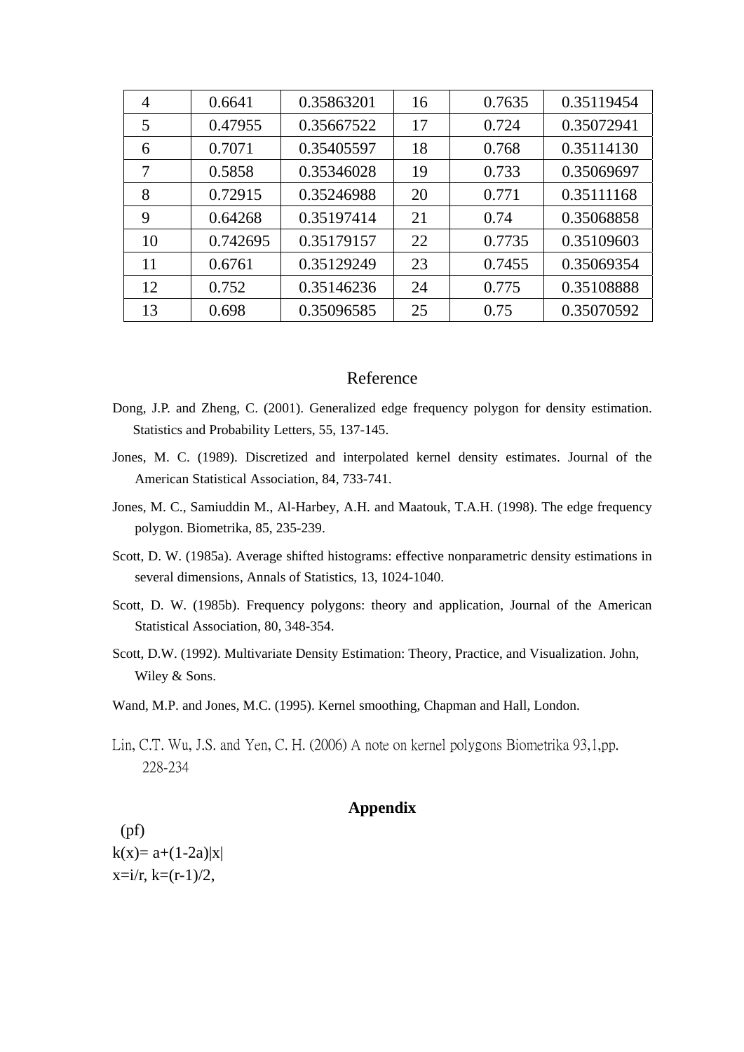| 4 | 0.6641 | 0.35863201 | 16 | 0.7635 | 0.35119454 |
|---|---|---|---|---|---|
| 5 | 0.47955 | 0.35667522 | 17 | 0.724 | 0.35072941 |
| 6 | 0.7071 | 0.35405597 | 18 | 0.768 | 0.35114130 |
| 7 | 0.5858 | 0.35346028 | 19 | 0.733 | 0.35069697 |
| 8 | 0.72915 | 0.35246988 | 20 | 0.771 | 0.35111168 |
| 9 | 0.64268 | 0.35197414 | 21 | 0.74 | 0.35068858 |
| 10 | 0.742695 | 0.35179157 | 22 | 0.7735 | 0.35109603 |
| 11 | 0.6761 | 0.35129249 | 23 | 0.7455 | 0.35069354 |
| 12 | 0.752 | 0.35146236 | 24 | 0.775 | 0.35108888 |
| 13 | 0.698 | 0.35096585 | 25 | 0.75 | 0.35070592 |

## Reference

Dong, J.P. and Zheng, C. (2001). Generalized edge frequency polygon for density estimation. Statistics and Probability Letters, 55, 137-145.

Jones, M. C. (1989). Discretized and interpolated kernel density estimates. Journal of the American Statistical Association, 84, 733-741.

Jones, M. C., Samiuddin M., Al-Harbey, A.H. and Maatouk, T.A.H. (1998). The edge frequency polygon. Biometrika, 85, 235-239.

Scott, D. W. (1985a). Average shifted histograms: effective nonparametric density estimations in several dimensions, Annals of Statistics, 13, 1024-1040.

Scott, D. W. (1985b). Frequency polygons: theory and application, Journal of the American Statistical Association, 80, 348-354.

Scott, D.W. (1992). Multivariate Density Estimation: Theory, Practice, and Visualization. John, Wiley & Sons.

Wand, M.P. and Jones, M.C. (1995). Kernel smoothing, Chapman and Hall, London.

Lin, C.T. Wu, J.S. and Yen, C. H. (2006) A note on kernel polygons Biometrika 93,1,pp. 228-234

## Appendix

(pf)

$k(x)= a+(1-2a)|x|$

$x=i/r$, $k=(r-1)/2$,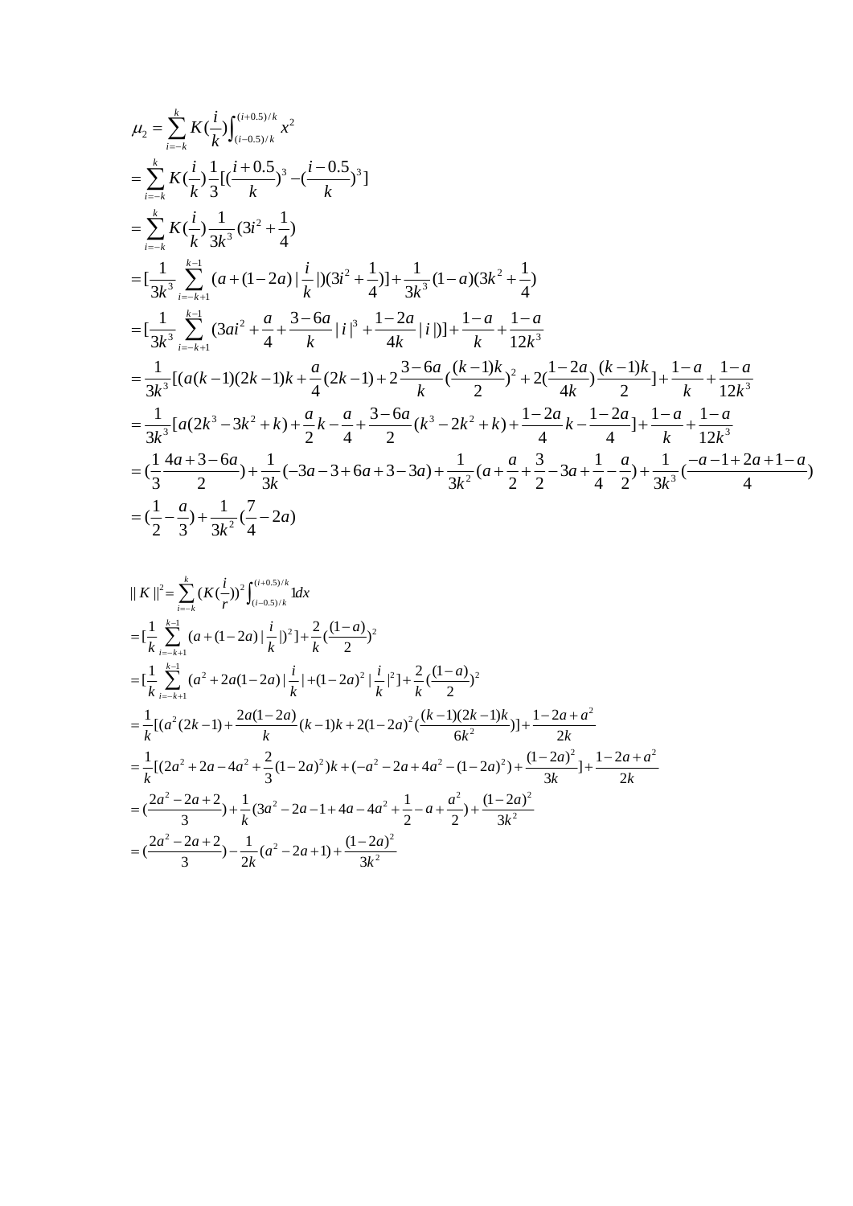$$\mu_2 = \sum_{i=-k}^{k} K(\frac{i}{k}) \int_{(i-0.5)/k}^{(i+0.5)/k} x^2$$

$$= \sum_{i=-k}^{k} K(\frac{i}{k}) \frac{1}{3}[(\frac{i+0.5}{k})^3 - (\frac{i-0.5}{k})^3]$$

$$= \sum_{i=-k}^{k} K(\frac{i}{k}) \frac{1}{3k^3}(3i^2 + \frac{1}{4})$$

$$= [\frac{1}{3k^3} \sum_{i=-k+1}^{k-1} (a + (1-2a)|\frac{i}{k}|)(3i^2 + \frac{1}{4})] + \frac{1}{3k^3}(1-a)(3k^2 + \frac{1}{4})$$

$$= [\frac{1}{3k^3} \sum_{i=-k+1}^{k-1} (3ai^2 + \frac{a}{4} + \frac{3-6a}{k}|i|^3 + \frac{1-2a}{4k}|i|)] + \frac{1-a}{k} + \frac{1-a}{12k^3}$$

$$= \frac{1}{3k^3}[(a(k-1)(2k-1)k + \frac{a}{4}(2k-1) + 2\frac{3-6a}{k}(\frac{(k-1)k}{2})^2 + 2(\frac{1-2a}{4k})\frac{(k-1)k}{2}] + \frac{1-a}{k} + \frac{1-a}{12k^3}$$

$$= \frac{1}{3k^3}[a(2k^3 - 3k^2 + k) + \frac{a}{2}k - \frac{a}{4} + \frac{3-6a}{2}(k^3 - 2k^2 + k) + \frac{1-2a}{4}k - \frac{1-2a}{4}] + \frac{1-a}{k} + \frac{1-a}{12k^3}$$

$$= (\frac{1}{3}\frac{4a+3-6a}{2}) + \frac{1}{3k}(-3a - 3 + 6a + 3 - 3a) + \frac{1}{3k^2}(a + \frac{a}{2} + \frac{3}{2} - 3a + \frac{1}{4} - \frac{a}{2}) + \frac{1}{3k^3}(\frac{-a - 1 + 2a + 1 - a}{4})$$

$$= (\frac{1}{2} - \frac{a}{3}) + \frac{1}{3k^2}(\frac{7}{4} - 2a)$$

$$\| K \|^2 = \sum_{i=-k}^{k} (K(\frac{i}{r}))^2 \int_{(i-0.5)/k}^{(i+0.5)/k} 1dx$$

$$= [\frac{1}{k} \sum_{i=-k+1}^{k-1} (a + (1-2a)|\frac{i}{k}|)^2] + \frac{2}{k}(\frac{(1-a)}{2})^2$$

$$= [\frac{1}{k} \sum_{i=-k+1}^{k-1} (a^2 + 2a(1-2a)|\frac{i}{k}| + (1-2a)^2|\frac{i}{k}|^2] + \frac{2}{k}(\frac{(1-a)}{2})^2$$

$$= \frac{1}{k}[(a^2(2k-1) + \frac{2a(1-2a)}{k}(k-1)k + 2(1-2a)^2(\frac{(k-1)(2k-1)k}{6k^2})] + \frac{1-2a+a^2}{2k}$$

$$= \frac{1}{k}[(2a^2 + 2a - 4a^2 + \frac{2}{3}(1-2a)^2)k + (-a^2 - 2a + 4a^2 - (1-2a)^2) + \frac{(1-2a)^2}{3k}] + \frac{1-2a+a^2}{2k}$$

$$= (\frac{2a^2 - 2a + 2}{3}) + \frac{1}{k}(3a^2 - 2a - 1 + 4a - 4a^2 + \frac{1}{2} - a + \frac{a^2}{2}) + \frac{(1-2a)^2}{3k^2}$$

$$= (\frac{2a^2 - 2a + 2}{3}) - \frac{1}{2k}(a^2 - 2a + 1) + \frac{(1-2a)^2}{3k^2}$$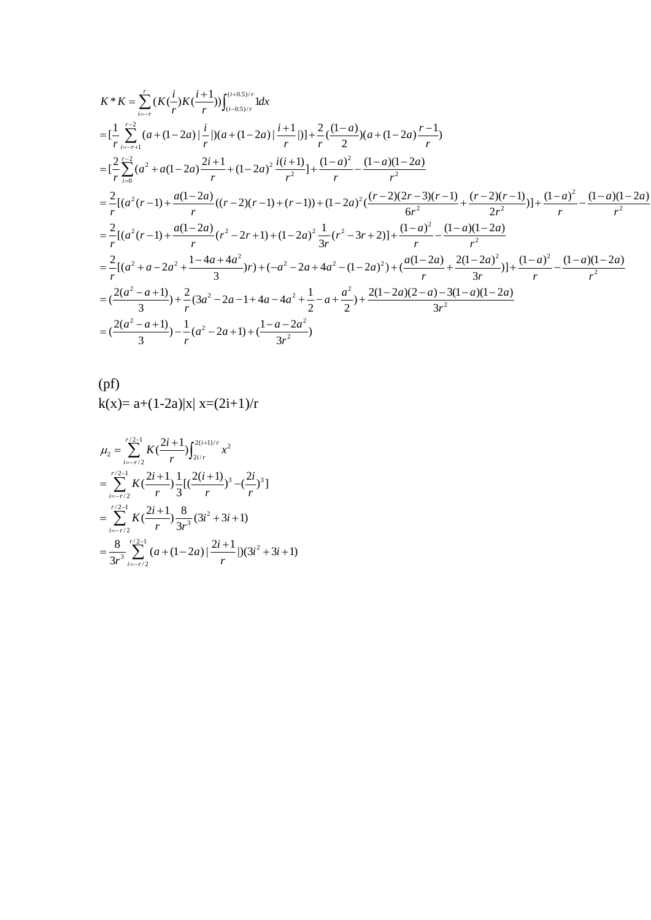$$K*K=\sum_{i=-r}^{r}(K(\frac{i}{r})K(\frac{i+1}{r}))\int_{(i-0.5)/r}^{(i+0.5)/r}1dx$$

$$=[\frac{1}{r}\sum_{i=-r+1}^{r-2}(a+(1-2a)|\frac{i}{r}|)(a+(1-2a)|\frac{i+1}{r}|)]+\frac{2}{r}(\frac{(1-a)}{2})(a+(1-2a)\frac{r-1}{r})$$

$$=[\frac{2}{r}\sum_{i=0}^{r-2}(a^2+a(1-2a)\frac{2i+1}{r}+(1-2a)^2\frac{i(i+1)}{r^2}]+\frac{(1-a)^2}{r}-\frac{(1-a)(1-2a)}{r^2}$$

$$=\frac{2}{r}[(a^2(r-1)+\frac{a(1-2a)}{r}((r-2)(r-1)+(r-1))+(1-2a)^2(\frac{(r-2)(2r-3)(r-1)}{6r^2}+\frac{(r-2)(r-1)}{2r^2})]+\frac{(1-a)^2}{r}-\frac{(1-a)(1-2a)}{r^2}$$

$$=\frac{2}{r}[(a^2(r-1)+\frac{a(1-2a)}{r}(r^2-2r+1)+(1-2a)^2\frac{1}{3r}(r^2-3r+2)]+\frac{(1-a)^2}{r}-\frac{(1-a)(1-2a)}{r^2}$$

$$=\frac{2}{r}[(a^2+a-2a^2+\frac{1-4a+4a^2}{3})r)+(-a^2-2a+4a^2-(1-2a)^2)+(\frac{a(1-2a)}{r}+\frac{2(1-2a)^2}{3r})]+\frac{(1-a)^2}{r}-\frac{(1-a)(1-2a)}{r^2}$$

$$=(\frac{2(a^2-a+1)}{3})+\frac{2}{r}(3a^2-2a-1+4a-4a^2+\frac{1}{2}-a+\frac{a^2}{2})+\frac{2(1-2a)(2-a)-3(1-a)(1-2a)}{3r^2}$$

$$=(\frac{2(a^2-a+1)}{3})-\frac{1}{r}(a^2-2a+1)+(\frac{1-a-2a^2}{3r^2})$$

(pf)

k(x)= a+(1-2a)|x| x=(2i+1)/r

$$\mu_2=\sum_{i=-r/2}^{r/2-1}K(\frac{2i+1}{r})\int_{2i/r}^{2(i+1)/r}x^2$$

$$=\sum_{i=-r/2}^{r/2-1}K(\frac{2i+1}{r})\frac{1}{3}[(\frac{2(i+1)}{r})^3-(\frac{2i}{r})^3]$$

$$=\sum_{i=-r/2}^{r/2-1}K(\frac{2i+1}{r})\frac{8}{3r^3}(3i^2+3i+1)$$

$$=\frac{8}{3r^3}\sum_{i=-r/2}^{r/2-1}(a+(1-2a)|\frac{2i+1}{r}|)(3i^2+3i+1)$$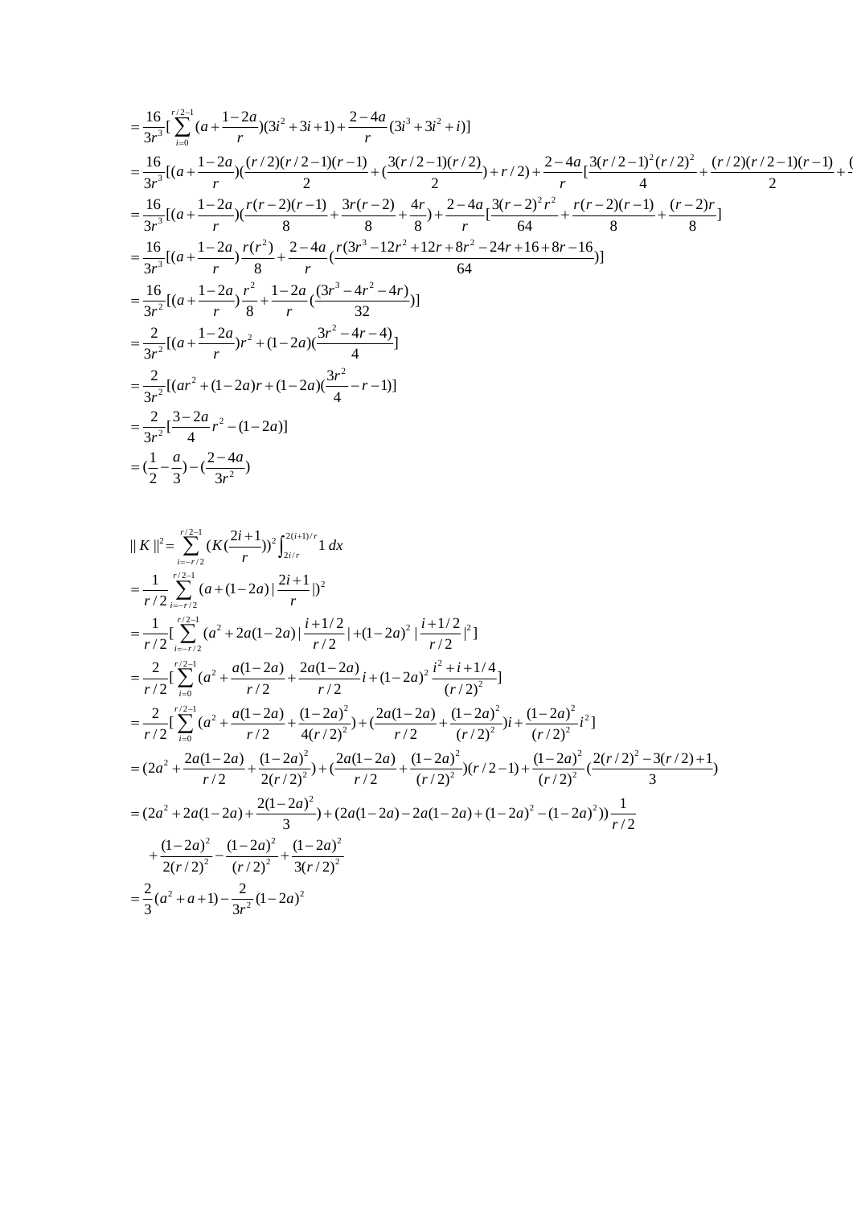$$=\frac{16}{3r^3}[\sum_{i=0}^{r/2-1}(a+\frac{1-2a}{r})(3i^2+3i+1)+\frac{2-4a}{r}(3i^3+3i^2+i)]$$

$$=\frac{16}{3r^3}[(a+\frac{1-2a}{r})(\frac{(r/2)(r/2-1)(r-1)}{2}+(\frac{3(r/2-1)(r/2)}{2})+r/2)+\frac{2-4a}{r}[\frac{3(r/2-1)^2(r/2)^2}{4}+\frac{(r/2)(r/2-1)(r-1)}{2}+($$

$$=\frac{16}{3r^3}[(a+\frac{1-2a}{r})(\frac{r(r-2)(r-1)}{8}+\frac{3r(r-2)}{8}+\frac{4r}{8})+\frac{2-4a}{r}[\frac{3(r-2)^2r^2}{64}+\frac{r(r-2)(r-1)}{8}+\frac{(r-2)r}{8}]$$

$$=\frac{16}{3r^3}[(a+\frac{1-2a}{r})\frac{r(r^2)}{8}+\frac{2-4a}{r}(\frac{r(3r^3-12r^2+12r+8r^2-24r+16+8r-16}{64})]$$

$$=\frac{16}{3r^2}[(a+\frac{1-2a}{r})\frac{r^2}{8}+\frac{1-2a}{r}(\frac{(3r^3-4r^2-4r)}{32})]$$

$$=\frac{2}{3r^2}[(a+\frac{1-2a}{r})r^2+(1-2a)(\frac{3r^2-4r-4)}{4}]$$

$$=\frac{2}{3r^2}[(ar^2+(1-2a)r+(1-2a)(\frac{3r^2}{4}-r-1)]$$

$$=\frac{2}{3r^2}[\frac{3-2a}{4}r^2-(1-2a)]$$

$$=(\frac{1}{2}-\frac{a}{3})-(\frac{2-4a}{3r^2})$$

$$\|K\|^2=\sum_{i=-r/2}^{r/2-1}(K(\frac{2i+1}{r}))^2\int_{2i/r}^{2(i+1)/r}1\,dx$$

$$=\frac{1}{r/2}\sum_{i=-r/2}^{r/2-1}(a+(1-2a)\,|\,\frac{2i+1}{r}\,|)^2$$

$$=\frac{1}{r/2}[\sum_{i=-r/2}^{r/2-1}(a^2+2a(1-2a)\,|\,\frac{i+1/2}{r/2}\,|+(1-2a)^2\,|\,\frac{i+1/2}{r/2}\,|^2]$$

$$=\frac{2}{r/2}[\sum_{i=0}^{r/2-1}(a^2+\frac{a(1-2a)}{r/2}+\frac{2a(1-2a)}{r/2}i+(1-2a)^2\frac{i^2+i+1/4}{(r/2)^2}]$$

$$=\frac{2}{r/2}[\sum_{i=0}^{r/2-1}(a^2+\frac{a(1-2a)}{r/2}+\frac{(1-2a)^2}{4(r/2)^2})+(\frac{2a(1-2a)}{r/2}+\frac{(1-2a)^2}{(r/2)^2})i+\frac{(1-2a)^2}{(r/2)^2}i^2]$$

$$=(2a^2+\frac{2a(1-2a)}{r/2}+\frac{(1-2a)^2}{2(r/2)^2})+(\frac{2a(1-2a)}{r/2}+\frac{(1-2a)^2}{(r/2)^2})(r/2-1)+\frac{(1-2a)^2}{(r/2)^2}(\frac{2(r/2)^2-3(r/2)+1}{3})$$

$$=(2a^2+2a(1-2a)+\frac{2(1-2a)^2}{3})+(2a(1-2a)-2a(1-2a)+(1-2a)^2-(1-2a)^2))\frac{1}{r/2}$$

$$\quad+\frac{(1-2a)^2}{2(r/2)^2}-\frac{(1-2a)^2}{(r/2)^2}+\frac{(1-2a)^2}{3(r/2)^2}$$

$$=\frac{2}{3}(a^2+a+1)-\frac{2}{3r^2}(1-2a)^2$$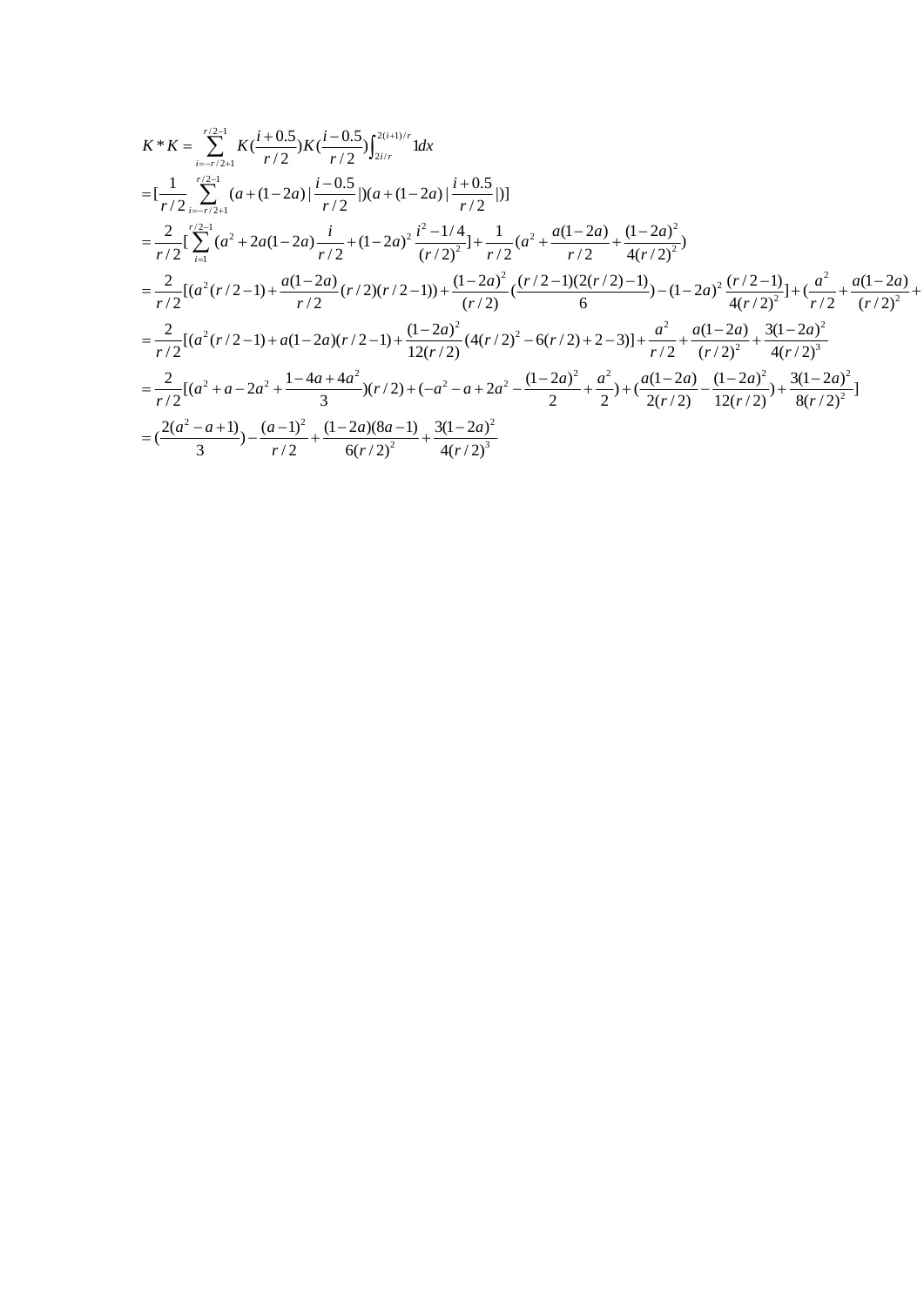$$K*K=\sum_{i=-r/2+1}^{r/2-1}K(\frac{i+0.5}{r/2})K(\frac{i-0.5}{r/2})\int_{2i/r}^{2(i+1)/r}1dx$$

$$=[\frac{1}{r/2}\sum_{i=-r/2+1}^{r/2-1}(a+(1-2a)|\frac{i-0.5}{r/2}|)(a+(1-2a)|\frac{i+0.5}{r/2}|)]$$

$$=\frac{2}{r/2}[\sum_{i=1}^{r/2-1}(a^2+2a(1-2a)\frac{i}{r/2}+(1-2a)^2\frac{i^2-1/4}{(r/2)^2}]+\frac{1}{r/2}(a^2+\frac{a(1-2a)}{r/2}+\frac{(1-2a)^2}{4(r/2)^2})$$

$$=\frac{2}{r/2}[(a^2(r/2-1)+\frac{a(1-2a)}{r/2}(r/2)(r/2-1))+\frac{(1-2a)^2}{(r/2)}(\frac{(r/2-1)(2(r/2)-1)}{6})-(1-2a)^2\frac{(r/2-1)}{4(r/2)^2}]+(\frac{a^2}{r/2}+\frac{a(1-2a)}{(r/2)^2}+$$

$$=\frac{2}{r/2}[(a^2(r/2-1)+a(1-2a)(r/2-1)+\frac{(1-2a)^2}{12(r/2)}(4(r/2)^2-6(r/2)+2-3)]+\frac{a^2}{r/2}+\frac{a(1-2a)}{(r/2)^2}+\frac{3(1-2a)^2}{4(r/2)^3}$$

$$=\frac{2}{r/2}[(a^2+a-2a^2+\frac{1-4a+4a^2}{3})(r/2)+(-a^2-a+2a^2-\frac{(1-2a)^2}{2}+\frac{a^2}{2})+(\frac{a(1-2a)}{2(r/2)}-\frac{(1-2a)^2}{12(r/2)})+\frac{3(1-2a)^2}{8(r/2)^2}]$$

$$=(\frac{2(a^2-a+1)}{3})-\frac{(a-1)^2}{r/2}+\frac{(1-2a)(8a-1)}{6(r/2)^2}+\frac{3(1-2a)^2}{4(r/2)^3}$$